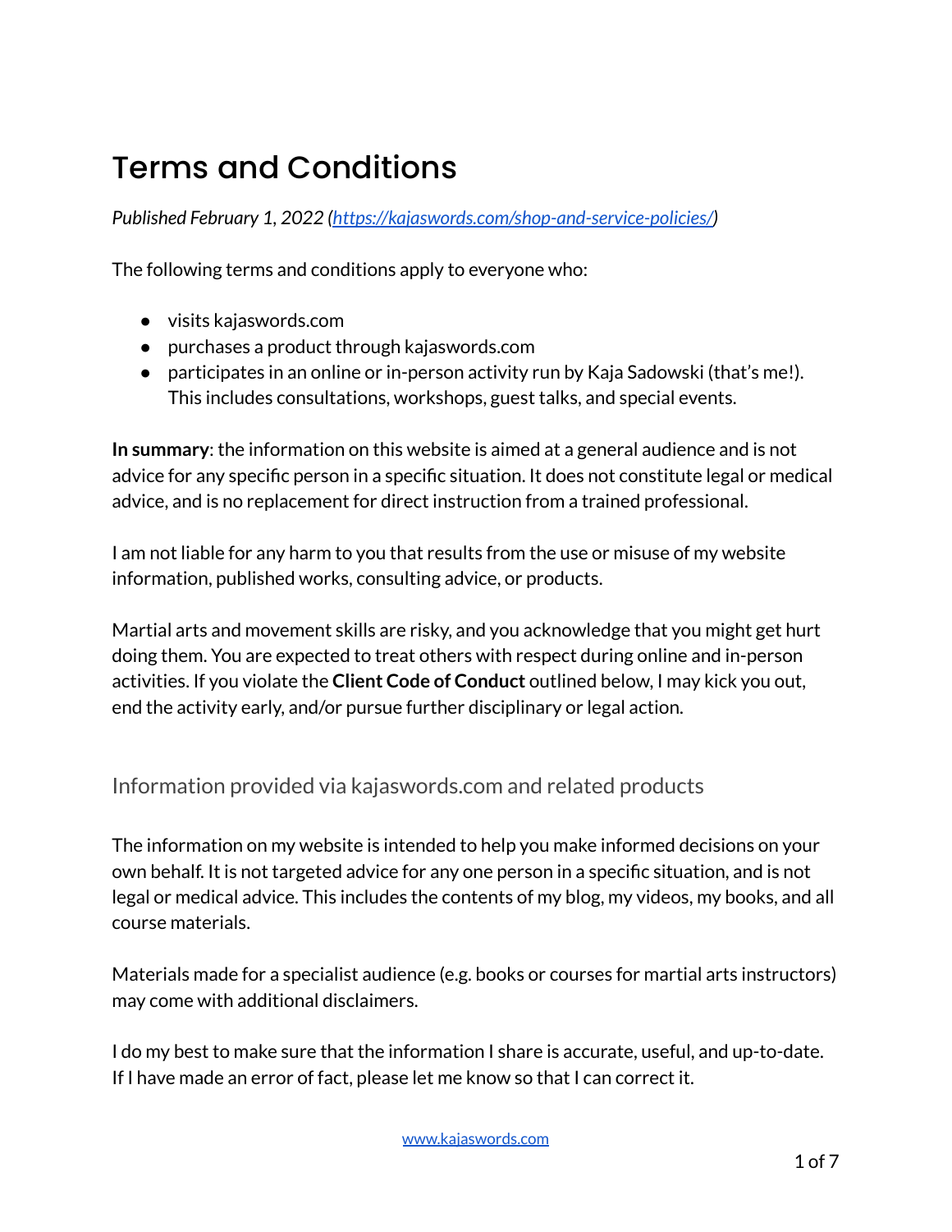# Terms and Conditions

*Published February 1, 2022 ([https://kajaswords.com/shop-and-service-policies/](https://kajaswords.com/shop-and-service-policies/))*

The following terms and conditions apply to everyone who:

- visits kajaswords.com
- purchases a product through kajaswords.com
- participates in an online or in-person activity run by Kaja Sadowski (that's me!). This includes consultations, workshops, guest talks, and special events.

**In summary**: the information on this website is aimed at a general audience and is not advice for any specific person in a specific situation. It does not constitute legal or medical advice, and is no replacement for direct instruction from a trained professional.

I am not liable for any harm to you that results from the use or misuse of my website information, published works, consulting advice, or products.

Martial arts and movement skills are risky, and you acknowledge that you might get hurt doing them. You are expected to treat others with respect during online and in-person activities. If you violate the **Client Code of Conduct** outlined below, I may kick you out, end the activity early, and/or pursue further disciplinary or legal action.

## Information provided via kajaswords.com and related products

The information on my website is intended to help you make informed decisions on your own behalf. It is not targeted advice for any one person in a specific situation, and is not legal or medical advice. This includes the contents of my blog, my videos, my books, and all course materials.

Materials made for a specialist audience (e.g. books or courses for martial arts instructors) may come with additional disclaimers.

I do my best to make sure that the information I share is accurate, useful, and up-to-date. If I have made an error of fact, please let me know so that I can correct it.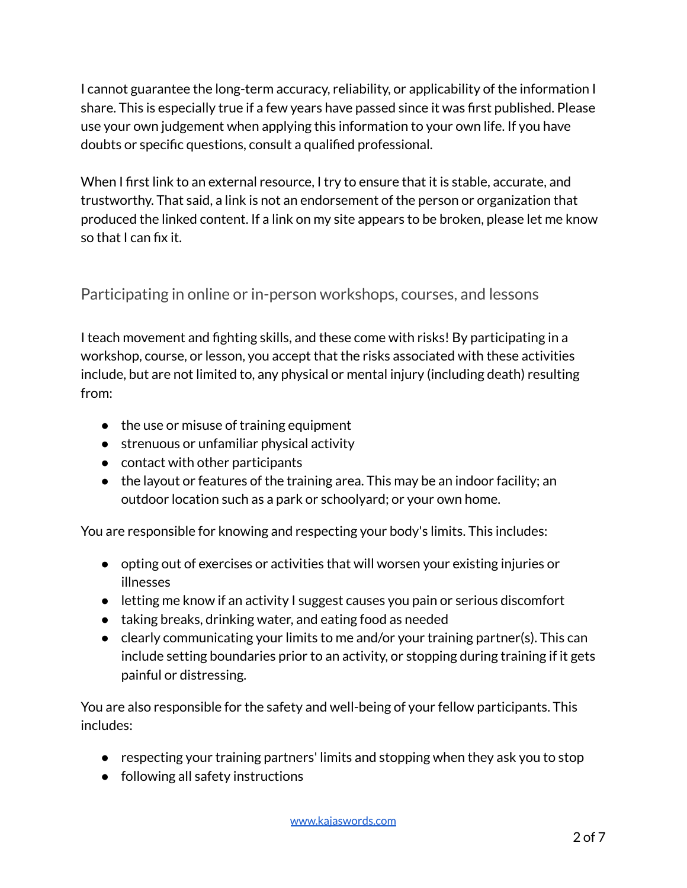I cannot guarantee the long-term accuracy, reliability, or applicability of the information I share. This is especially true if a few years have passed since it was first published. Please use your own judgement when applying this information to your own life. If you have doubts or specific questions, consult a qualified professional.

When I first link to an external resource, I try to ensure that it is stable, accurate, and trustworthy. That said, a link is not an endorsement of the person or organization that produced the linked content. If a link on my site appears to be broken, please let me know so that I can fix it.

## Participating in online or in-person workshops, courses, and lessons

I teach movement and fighting skills, and these come with risks! By participating in a workshop, course, or lesson, you accept that the risks associated with these activities include, but are not limited to, any physical or mental injury (including death) resulting from:

- the use or misuse of training equipment
- strenuous or unfamiliar physical activity
- contact with other participants
- the layout or features of the training area. This may be an indoor facility; an outdoor location such as a park or schoolyard; or your own home.

You are responsible for knowing and respecting your body's limits. This includes:

- opting out of exercises or activities that will worsen your existing injuries or illnesses
- letting me know if an activity I suggest causes you pain or serious discomfort
- taking breaks, drinking water, and eating food as needed
- clearly communicating your limits to me and/or your training partner(s). This can include setting boundaries prior to an activity, or stopping during training if it gets painful or distressing.

You are also responsible for the safety and well-being of your fellow participants. This includes:

- respecting your training partners' limits and stopping when they ask you to stop
- following all safety instructions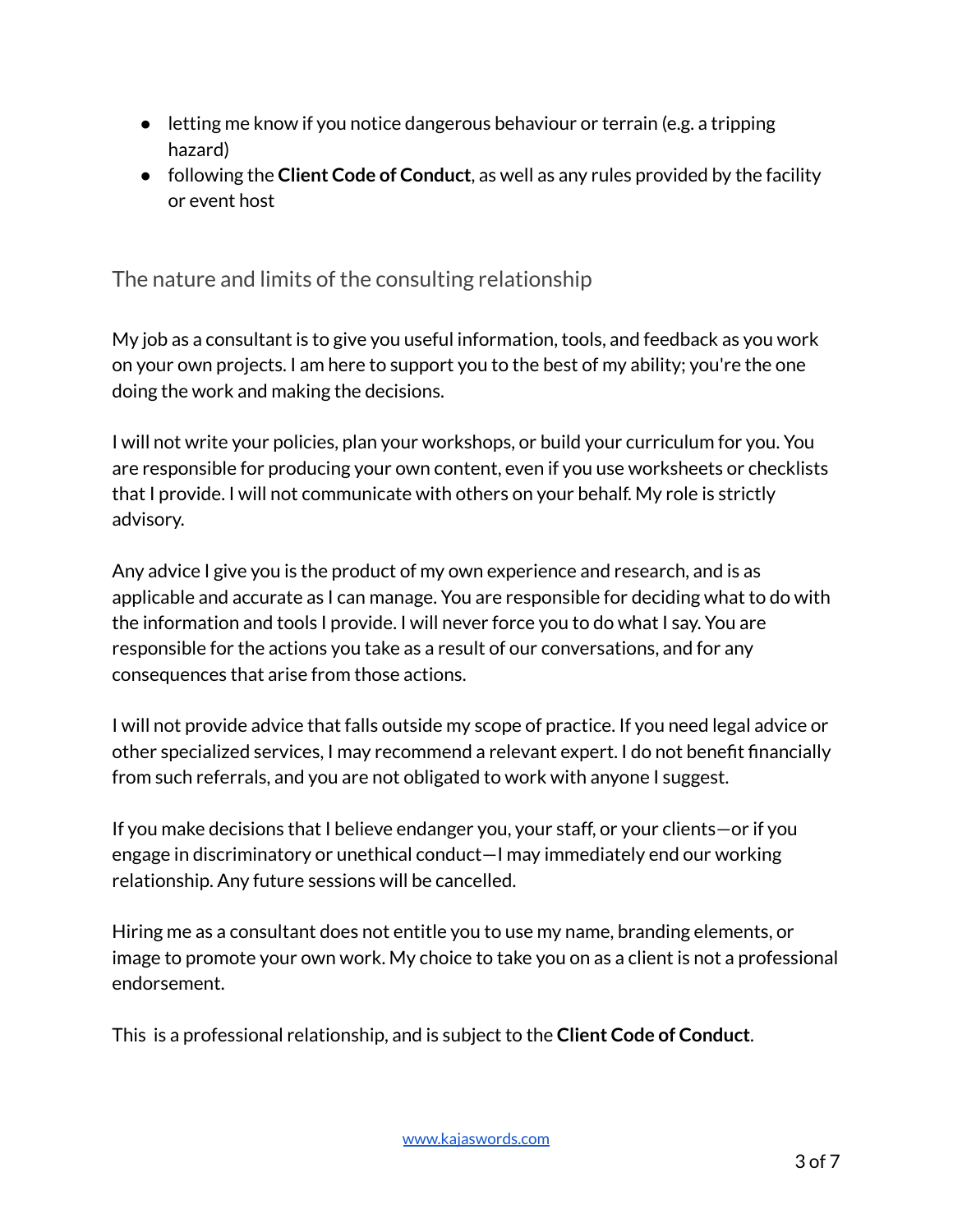- letting me know if you notice dangerous behaviour or terrain (e.g. a tripping hazard)
- following the **Client Code of Conduct**, as well as any rules provided by the facility or event host

## The nature and limits of the consulting relationship

My job as a consultant is to give you useful information, tools, and feedback as you work on your own projects. I am here to support you to the best of my ability; you're the one doing the work and making the decisions.

I will not write your policies, plan your workshops, or build your curriculum for you. You are responsible for producing your own content, even if you use worksheets or checklists that I provide. I will not communicate with others on your behalf. My role is strictly advisory.

Any advice I give you is the product of my own experience and research, and is as applicable and accurate as I can manage. You are responsible for deciding what to do with the information and tools I provide. I will never force you to do what I say. You are responsible for the actions you take as a result of our conversations, and for any consequences that arise from those actions.

I will not provide advice that falls outside my scope of practice. If you need legal advice or other specialized services, I may recommend a relevant expert. I do not benefit financially from such referrals, and you are not obligated to work with anyone I suggest.

If you make decisions that I believe endanger you, your staff, or your clients—or if you engage in discriminatory or unethical conduct—I may immediately end our working relationship. Any future sessions will be cancelled.

Hiring me as a consultant does not entitle you to use my name, branding elements, or image to promote your own work. My choice to take you on as a client is not a professional endorsement.

This  is a professional relationship, and is subject to the **Client Code of Conduct**.

www.kajaswords.com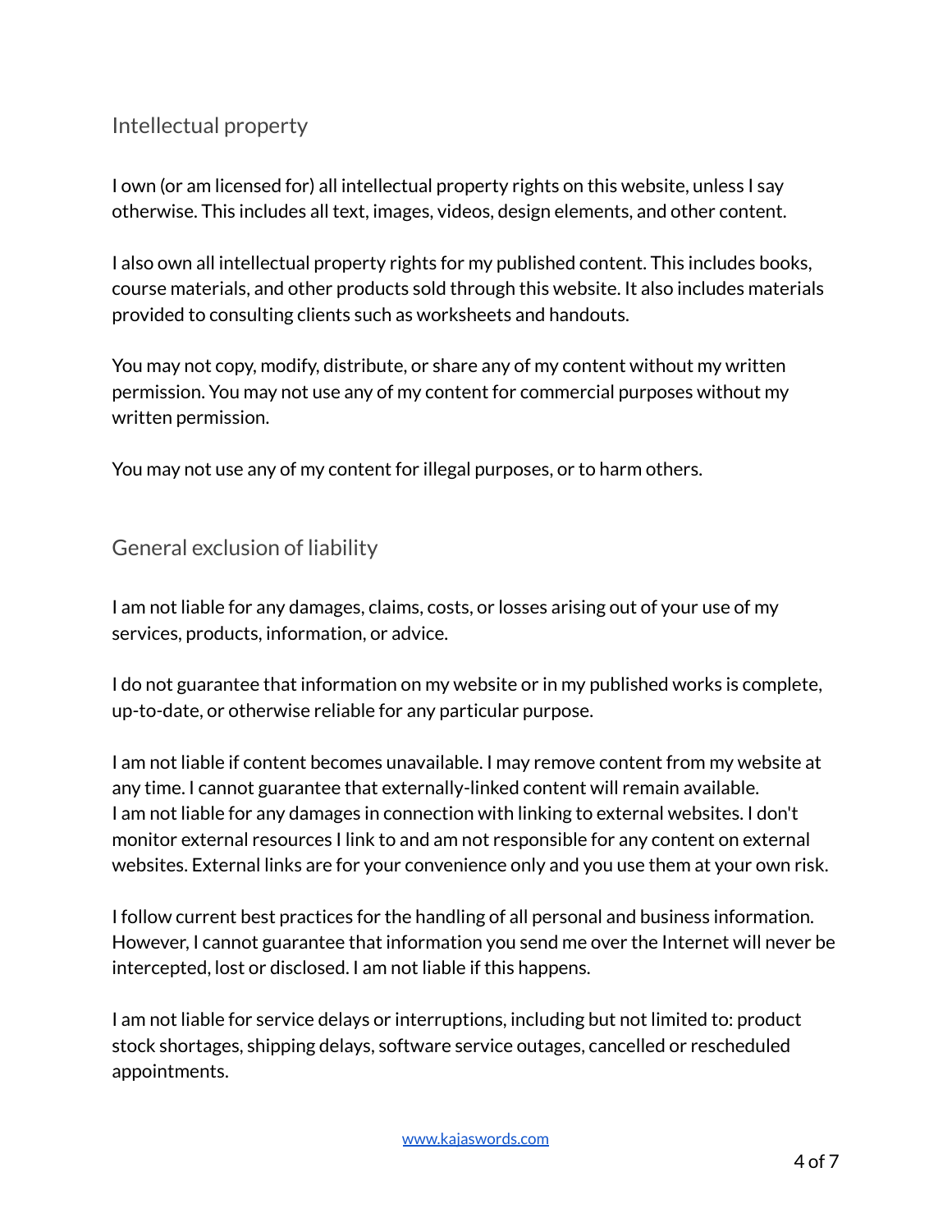## Intellectual property

I own (or am licensed for) all intellectual property rights on this website, unless I say otherwise. This includes all text, images, videos, design elements, and other content.

I also own all intellectual property rights for my published content. This includes books, course materials, and other products sold through this website. It also includes materials provided to consulting clients such as worksheets and handouts.

You may not copy, modify, distribute, or share any of my content without my written permission. You may not use any of my content for commercial purposes without my written permission.

You may not use any of my content for illegal purposes, or to harm others.

## General exclusion of liability

I am not liable for any damages, claims, costs, or losses arising out of your use of my services, products, information, or advice.

I do not guarantee that information on my website or in my published works is complete, up-to-date, or otherwise reliable for any particular purpose.

I am not liable if content becomes unavailable. I may remove content from my website at any time. I cannot guarantee that externally-linked content will remain available.
I am not liable for any damages in connection with linking to external websites. I don't monitor external resources I link to and am not responsible for any content on external websites. External links are for your convenience only and you use them at your own risk.

I follow current best practices for the handling of all personal and business information. However, I cannot guarantee that information you send me over the Internet will never be intercepted, lost or disclosed. I am not liable if this happens.

I am not liable for service delays or interruptions, including but not limited to: product stock shortages, shipping delays, software service outages, cancelled or rescheduled appointments.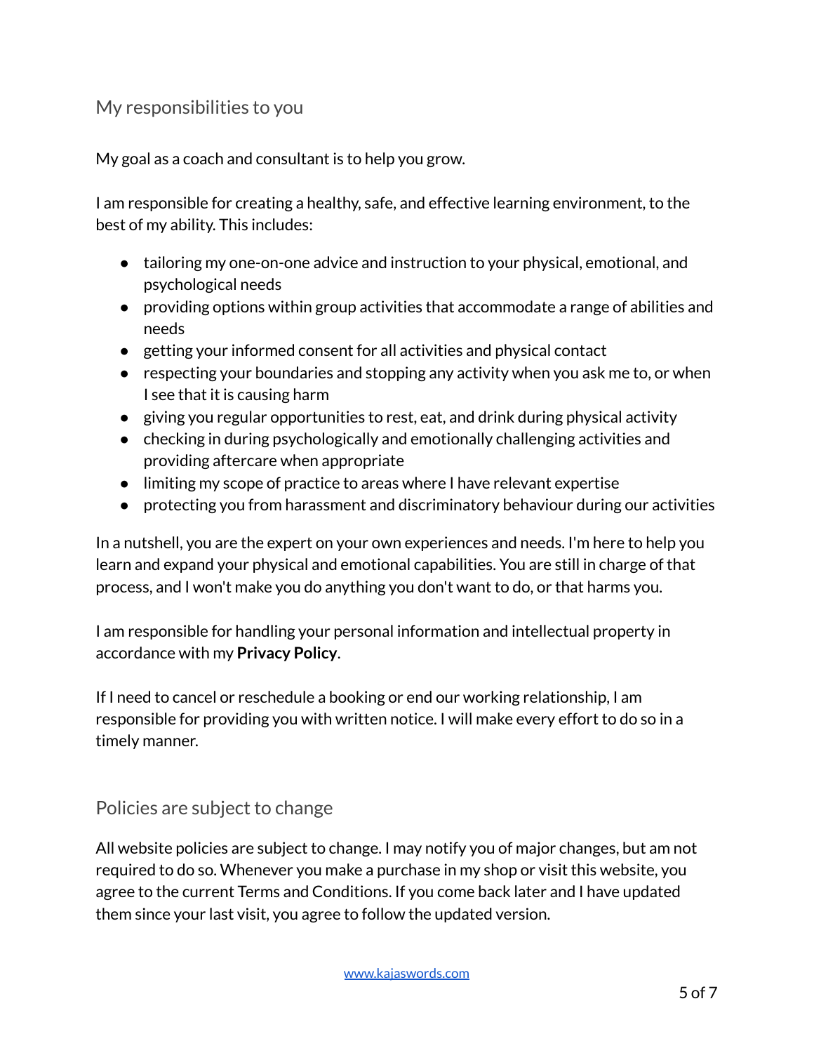## My responsibilities to you

My goal as a coach and consultant is to help you grow.

I am responsible for creating a healthy, safe, and effective learning environment, to the best of my ability. This includes:

- tailoring my one-on-one advice and instruction to your physical, emotional, and psychological needs
- providing options within group activities that accommodate a range of abilities and needs
- getting your informed consent for all activities and physical contact
- respecting your boundaries and stopping any activity when you ask me to, or when I see that it is causing harm
- giving you regular opportunities to rest, eat, and drink during physical activity
- checking in during psychologically and emotionally challenging activities and providing aftercare when appropriate
- limiting my scope of practice to areas where I have relevant expertise
- protecting you from harassment and discriminatory behaviour during our activities

In a nutshell, you are the expert on your own experiences and needs. I'm here to help you learn and expand your physical and emotional capabilities. You are still in charge of that process, and I won't make you do anything you don't want to do, or that harms you.

I am responsible for handling your personal information and intellectual property in accordance with my **Privacy Policy**.

If I need to cancel or reschedule a booking or end our working relationship, I am responsible for providing you with written notice. I will make every effort to do so in a timely manner.

## Policies are subject to change

All website policies are subject to change. I may notify you of major changes, but am not required to do so. Whenever you make a purchase in my shop or visit this website, you agree to the current Terms and Conditions. If you come back later and I have updated them since your last visit, you agree to follow the updated version.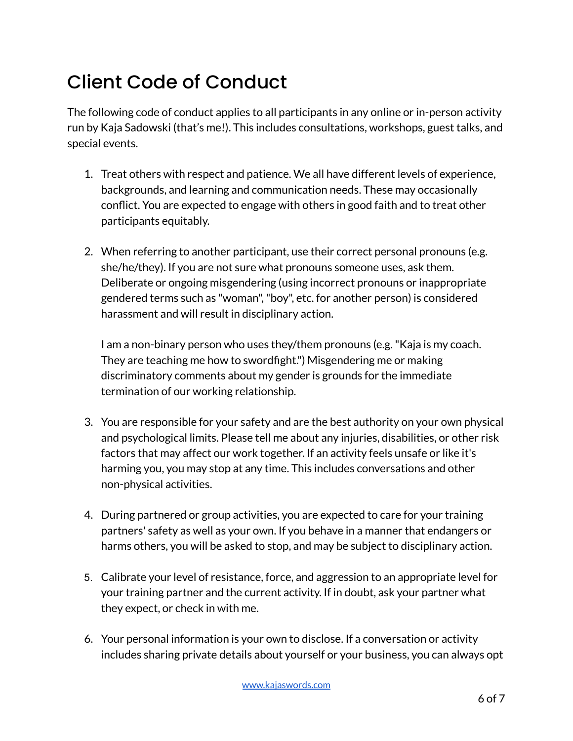# Client Code of Conduct

The following code of conduct applies to all participants in any online or in-person activity run by Kaja Sadowski (that's me!). This includes consultations, workshops, guest talks, and special events.

1. Treat others with respect and patience. We all have different levels of experience, backgrounds, and learning and communication needs. These may occasionally conflict. You are expected to engage with others in good faith and to treat other participants equitably.

2. When referring to another participant, use their correct personal pronouns (e.g. she/he/they). If you are not sure what pronouns someone uses, ask them. Deliberate or ongoing misgendering (using incorrect pronouns or inappropriate gendered terms such as "woman", "boy", etc. for another person) is considered harassment and will result in disciplinary action.

   I am a non-binary person who uses they/them pronouns (e.g. "Kaja is my coach. They are teaching me how to swordfight.") Misgendering me or making discriminatory comments about my gender is grounds for the immediate termination of our working relationship.

3. You are responsible for your safety and are the best authority on your own physical and psychological limits. Please tell me about any injuries, disabilities, or other risk factors that may affect our work together. If an activity feels unsafe or like it's harming you, you may stop at any time. This includes conversations and other non-physical activities.

4. During partnered or group activities, you are expected to care for your training partners' safety as well as your own. If you behave in a manner that endangers or harms others, you will be asked to stop, and may be subject to disciplinary action.

5. Calibrate your level of resistance, force, and aggression to an appropriate level for your training partner and the current activity. If in doubt, ask your partner what they expect, or check in with me.

6. Your personal information is your own to disclose. If a conversation or activity includes sharing private details about yourself or your business, you can always opt

[www.kajaswords.com](http://www.kajaswords.com)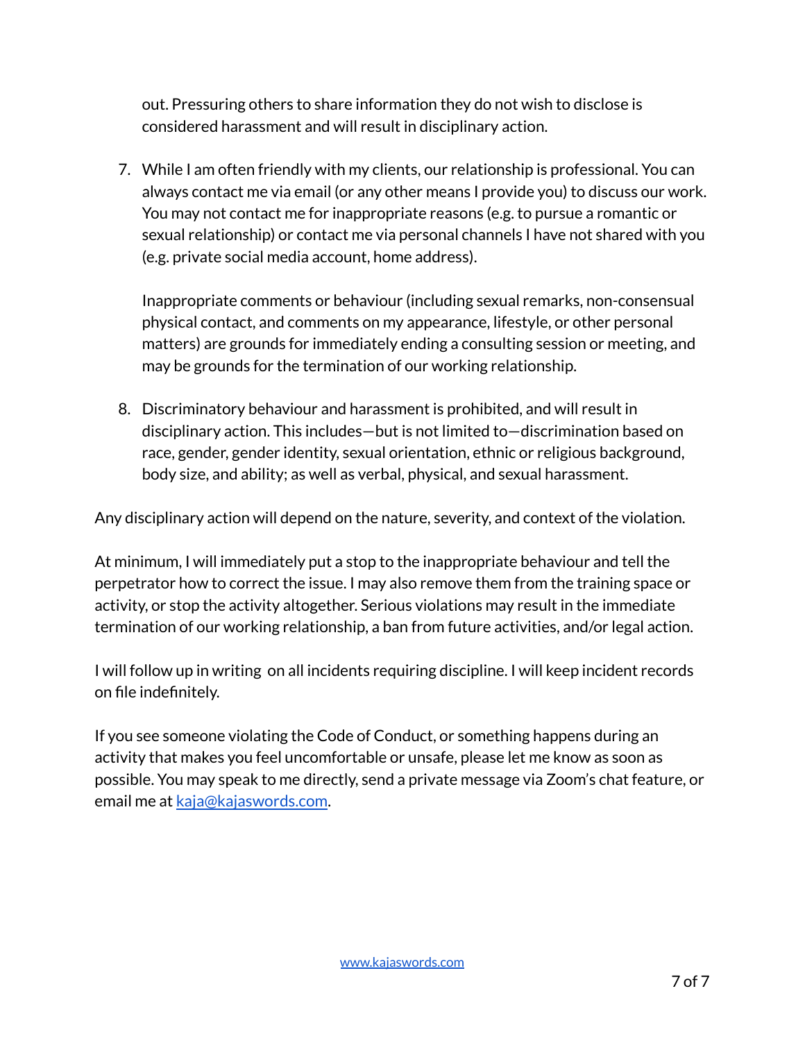out. Pressuring others to share information they do not wish to disclose is considered harassment and will result in disciplinary action.

7. While I am often friendly with my clients, our relationship is professional. You can always contact me via email (or any other means I provide you) to discuss our work. You may not contact me for inappropriate reasons (e.g. to pursue a romantic or sexual relationship) or contact me via personal channels I have not shared with you (e.g. private social media account, home address).

   Inappropriate comments or behaviour (including sexual remarks, non-consensual physical contact, and comments on my appearance, lifestyle, or other personal matters) are grounds for immediately ending a consulting session or meeting, and may be grounds for the termination of our working relationship.

8. Discriminatory behaviour and harassment is prohibited, and will result in disciplinary action. This includes—but is not limited to—discrimination based on race, gender, gender identity, sexual orientation, ethnic or religious background, body size, and ability; as well as verbal, physical, and sexual harassment.

Any disciplinary action will depend on the nature, severity, and context of the violation.

At minimum, I will immediately put a stop to the inappropriate behaviour and tell the perpetrator how to correct the issue. I may also remove them from the training space or activity, or stop the activity altogether. Serious violations may result in the immediate termination of our working relationship, a ban from future activities, and/or legal action.

I will follow up in writing on all incidents requiring discipline. I will keep incident records on file indefinitely.

If you see someone violating the Code of Conduct, or something happens during an activity that makes you feel uncomfortable or unsafe, please let me know as soon as possible. You may speak to me directly, send a private message via Zoom's chat feature, or email me at [kaja@kajaswords.com](mailto:kaja@kajaswords.com).